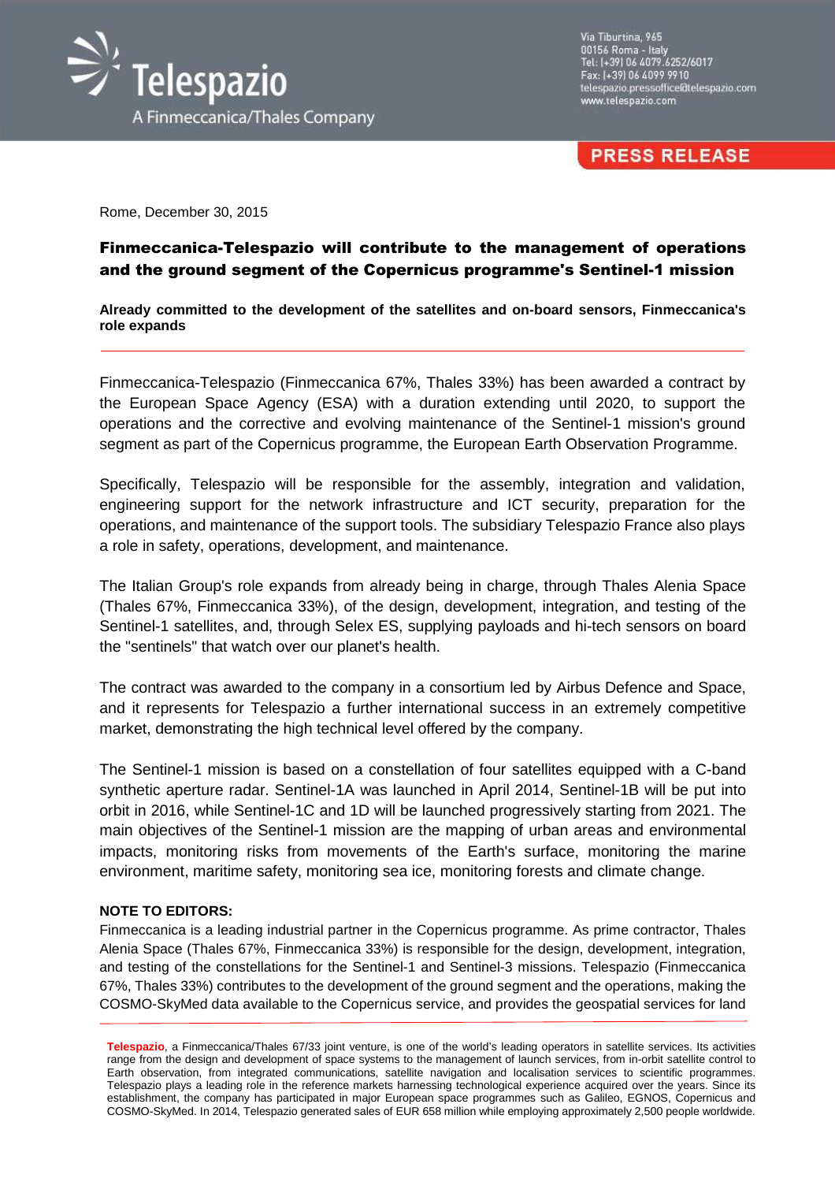Telespazio

A Finmeccanica/Thales Company

Via Tiburtina, 965
00156 Roma - Italy
Tel: (+39) 06 4079.6252/6017
Fax: (+39) 06 4099 9910
telespazio.pressoffice@telespazio.com
www.telespazio.com

**PRESS RELEASE**

Rome, December 30, 2015

# Finmeccanica-Telespazio will contribute to the management of operations and the ground segment of the Copernicus programme's Sentinel-1 mission

**Already committed to the development of the satellites and on-board sensors, Finmeccanica's role expands**

---

Finmeccanica-Telespazio (Finmeccanica 67%, Thales 33%) has been awarded a contract by the European Space Agency (ESA) with a duration extending until 2020, to support the operations and the corrective and evolving maintenance of the Sentinel-1 mission's ground segment as part of the Copernicus programme, the European Earth Observation Programme.

Specifically, Telespazio will be responsible for the assembly, integration and validation, engineering support for the network infrastructure and ICT security, preparation for the operations, and maintenance of the support tools. The subsidiary Telespazio France also plays a role in safety, operations, development, and maintenance.

The Italian Group's role expands from already being in charge, through Thales Alenia Space (Thales 67%, Finmeccanica 33%), of the design, development, integration, and testing of the Sentinel-1 satellites, and, through Selex ES, supplying payloads and hi-tech sensors on board the "sentinels" that watch over our planet's health.

The contract was awarded to the company in a consortium led by Airbus Defence and Space, and it represents for Telespazio a further international success in an extremely competitive market, demonstrating the high technical level offered by the company.

The Sentinel-1 mission is based on a constellation of four satellites equipped with a C-band synthetic aperture radar. Sentinel-1A was launched in April 2014, Sentinel-1B will be put into orbit in 2016, while Sentinel-1C and 1D will be launched progressively starting from 2021. The main objectives of the Sentinel-1 mission are the mapping of urban areas and environmental impacts, monitoring risks from movements of the Earth's surface, monitoring the marine environment, maritime safety, monitoring sea ice, monitoring forests and climate change.

**NOTE TO EDITORS:**
Finmeccanica is a leading industrial partner in the Copernicus programme. As prime contractor, Thales Alenia Space (Thales 67%, Finmeccanica 33%) is responsible for the design, development, integration, and testing of the constellations for the Sentinel-1 and Sentinel-3 missions. Telespazio (Finmeccanica 67%, Thales 33%) contributes to the development of the ground segment and the operations, making the COSMO-SkyMed data available to the Copernicus service, and provides the geospatial services for land

---

**Telespazio**, a Finmeccanica/Thales 67/33 joint venture, is one of the world's leading operators in satellite services. Its activities range from the design and development of space systems to the management of launch services, from in-orbit satellite control to Earth observation, from integrated communications, satellite navigation and localisation services to scientific programmes. Telespazio plays a leading role in the reference markets harnessing technological experience acquired over the years. Since its establishment, the company has participated in major European space programmes such as Galileo, EGNOS, Copernicus and COSMO-SkyMed. In 2014, Telespazio generated sales of EUR 658 million while employing approximately 2,500 people worldwide.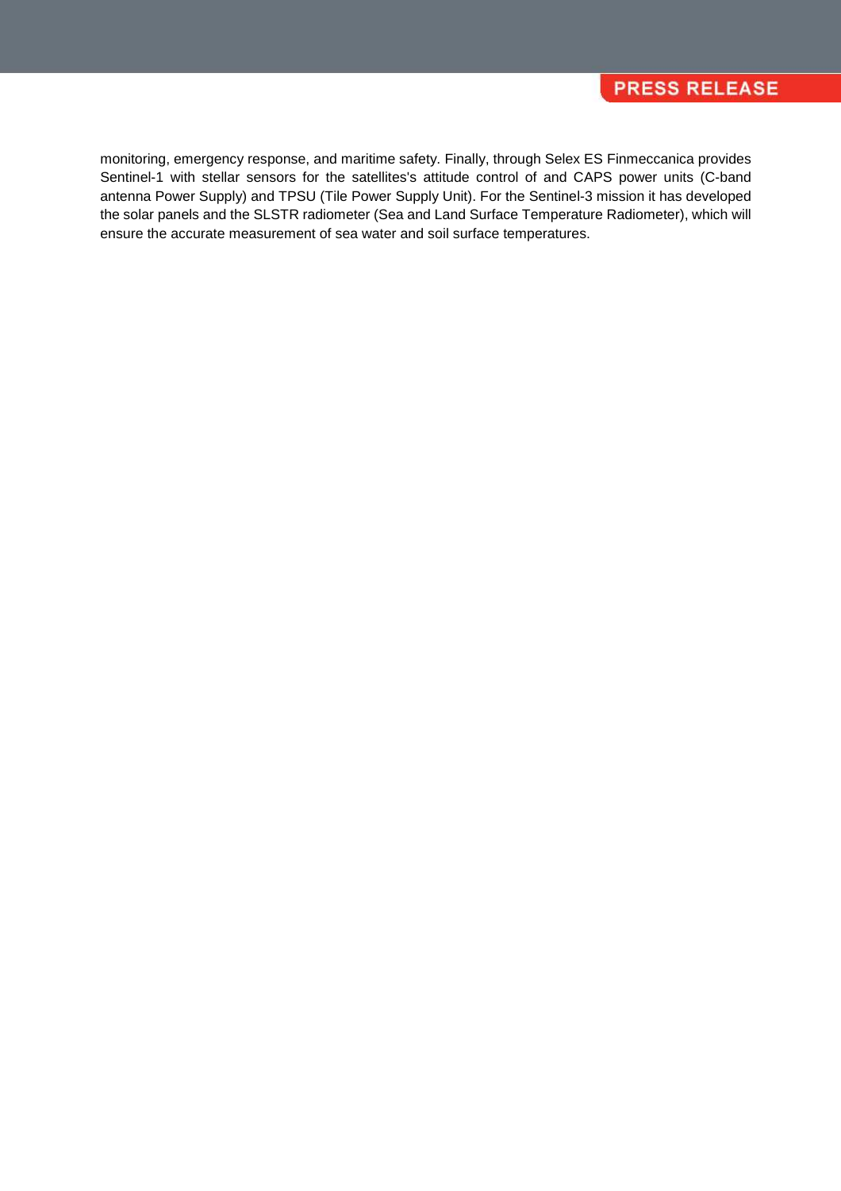monitoring, emergency response, and maritime safety. Finally, through Selex ES Finmeccanica provides Sentinel-1 with stellar sensors for the satellites's attitude control of and CAPS power units (C-band antenna Power Supply) and TPSU (Tile Power Supply Unit). For the Sentinel-3 mission it has developed the solar panels and the SLSTR radiometer (Sea and Land Surface Temperature Radiometer), which will ensure the accurate measurement of sea water and soil surface temperatures.